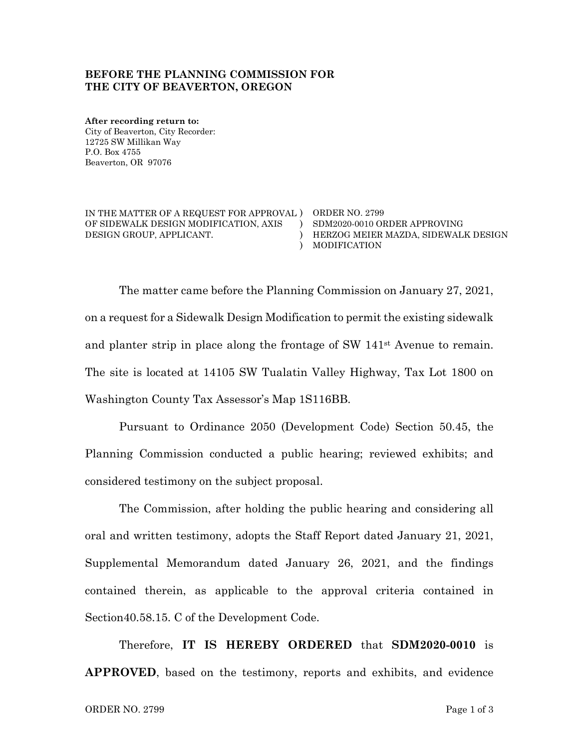**BEFORE THE PLANNING COMMISSION FOR THE CITY OF BEAVERTON, OREGON**

**After recording return to:**
City of Beaverton, City Recorder:
12725 SW Millikan Way
P.O. Box 4755
Beaverton, OR 97076

| | |
|---|---|
| IN THE MATTER OF A REQUEST FOR APPROVAL OF SIDEWALK DESIGN MODIFICATION, AXIS DESIGN GROUP, APPLICANT. | ORDER NO. 2799<br>SDM2020-0010 ORDER APPROVING HERZOG MEIER MAZDA, SIDEWALK DESIGN MODIFICATION |

The matter came before the Planning Commission on January 27, 2021, on a request for a Sidewalk Design Modification to permit the existing sidewalk and planter strip in place along the frontage of SW 141st Avenue to remain. The site is located at 14105 SW Tualatin Valley Highway, Tax Lot 1800 on Washington County Tax Assessor's Map 1S116BB.

Pursuant to Ordinance 2050 (Development Code) Section 50.45, the Planning Commission conducted a public hearing; reviewed exhibits; and considered testimony on the subject proposal.

The Commission, after holding the public hearing and considering all oral and written testimony, adopts the Staff Report dated January 21, 2021, Supplemental Memorandum dated January 26, 2021, and the findings contained therein, as applicable to the approval criteria contained in Section40.58.15. C of the Development Code.

Therefore, **IT IS HEREBY ORDERED** that **SDM2020-0010** is **APPROVED**, based on the testimony, reports and exhibits, and evidence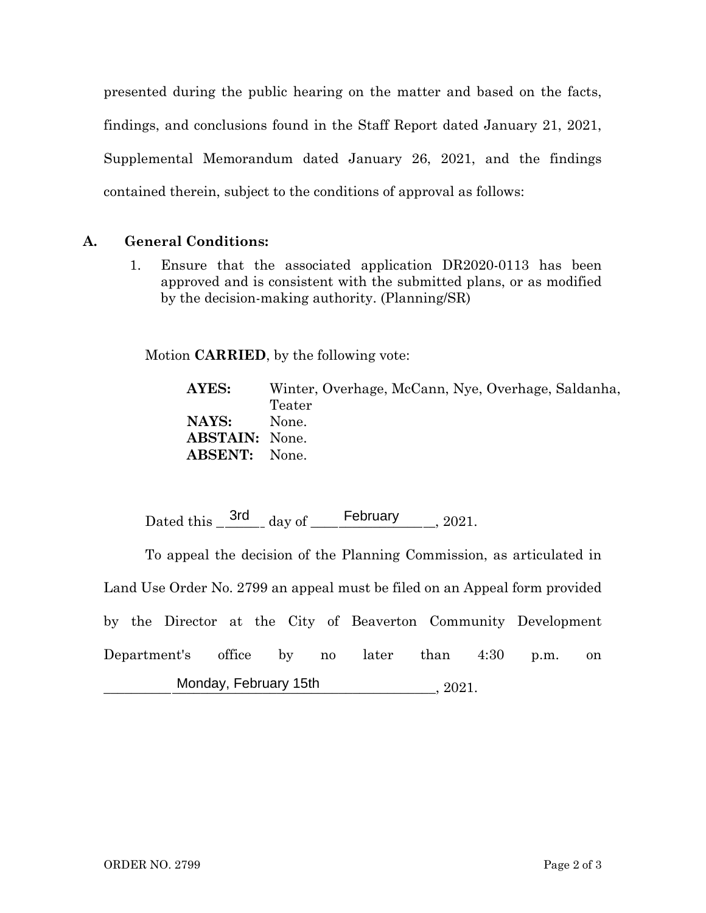presented during the public hearing on the matter and based on the facts, findings, and conclusions found in the Staff Report dated January 21, 2021, Supplemental Memorandum dated January 26, 2021, and the findings contained therein, subject to the conditions of approval as follows:

**A. General Conditions:**

1. Ensure that the associated application DR2020-0113 has been approved and is consistent with the submitted plans, or as modified by the decision-making authority. (Planning/SR)

Motion **CARRIED**, by the following vote:

**AYES:** Winter, Overhage, McCann, Nye, Overhage, Saldanha, Teater
**NAYS:** None.
**ABSTAIN:** None.
**ABSENT:** None.

Dated this 3rd day of February, 2021.

To appeal the decision of the Planning Commission, as articulated in Land Use Order No. 2799 an appeal must be filed on an Appeal form provided by the Director at the City of Beaverton Community Development Department's office by no later than 4:30 p.m. on Monday, February 15th, 2021.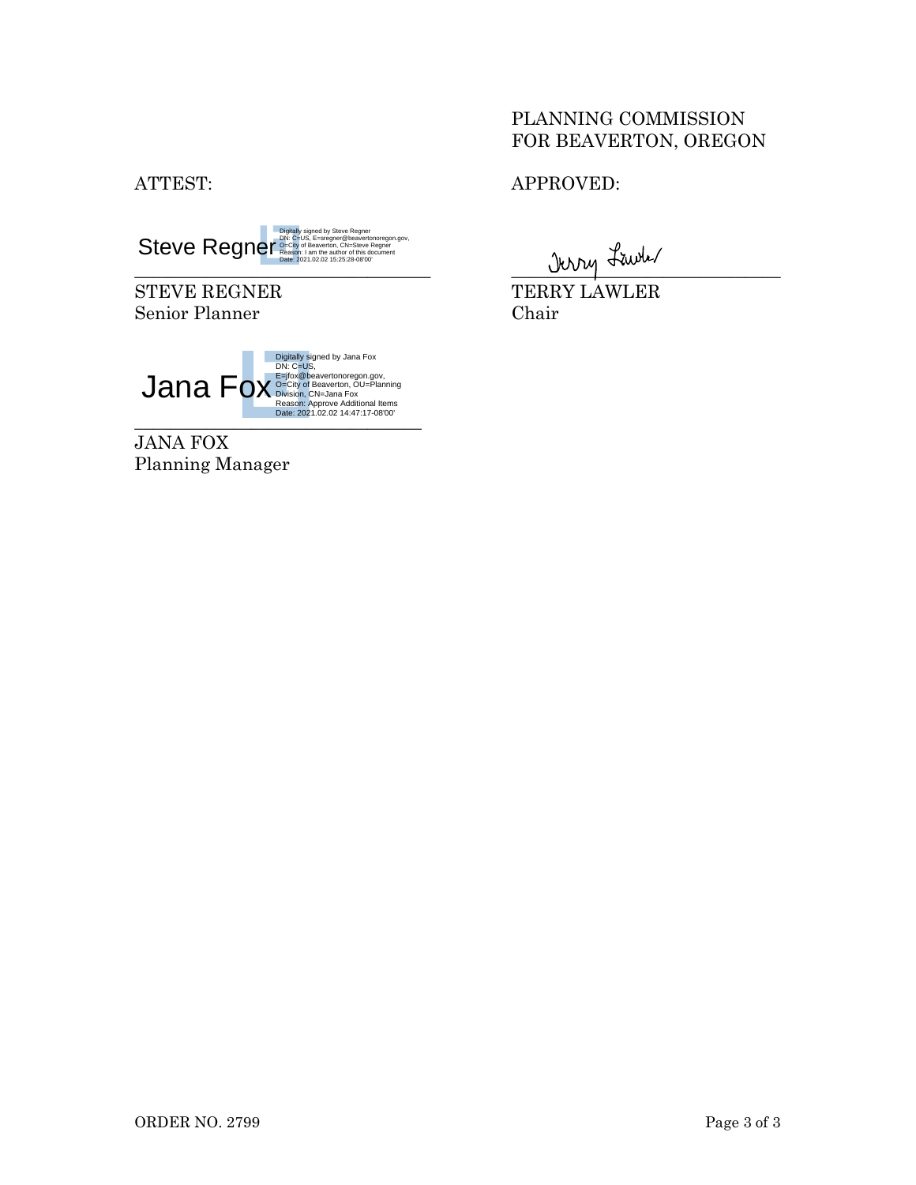PLANNING COMMISSION
FOR BEAVERTON, OREGON

ATTEST:

Steve Regner

Digitally signed by Steve Regner
DN: C=US, E=sregner@beavertonoregon.gov, O=City of Beaverton, CN=Steve Regner
Reason: I am the author of this document
Date: 2021.02.02 15:25:28-08'00'

STEVE REGNER
Senior Planner

Jana Fox

Digitally signed by Jana Fox
DN: C=US, E=jfox@beavertonoregon.gov, O=City of Beaverton, OU=Planning Division, CN=Jana Fox
Reason: Approve Additional Items
Date: 2021.02.02 14:47:17-08'00'

JANA FOX
Planning Manager

APPROVED:

Terry Lawler

TERRY LAWLER
Chair

ORDER NO. 2799